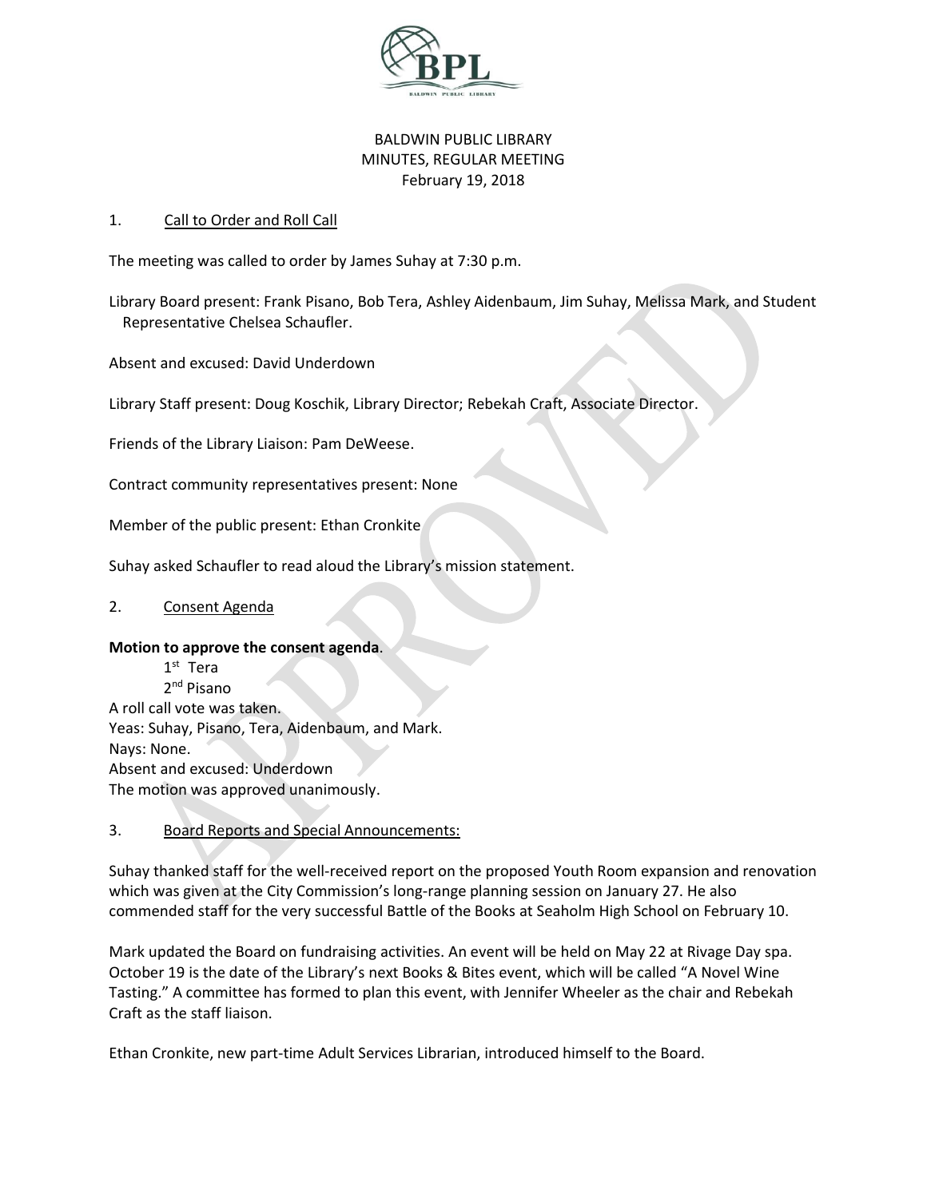BALDWIN PUBLIC LIBRARY
MINUTES, REGULAR MEETING
February 19, 2018

1. Call to Order and Roll Call

The meeting was called to order by James Suhay at 7:30 p.m.

Library Board present: Frank Pisano, Bob Tera, Ashley Aidenbaum, Jim Suhay, Melissa Mark, and Student Representative Chelsea Schaufler.

Absent and excused: David Underdown

Library Staff present: Doug Koschik, Library Director; Rebekah Craft, Associate Director.

Friends of the Library Liaison: Pam DeWeese.

Contract community representatives present: None

Member of the public present: Ethan Cronkite

Suhay asked Schaufler to read aloud the Library's mission statement.

2. Consent Agenda

**Motion to approve the consent agenda**.
1st Tera
2nd Pisano
A roll call vote was taken.
Yeas: Suhay, Pisano, Tera, Aidenbaum, and Mark.
Nays: None.
Absent and excused: Underdown
The motion was approved unanimously.

3. Board Reports and Special Announcements:

Suhay thanked staff for the well-received report on the proposed Youth Room expansion and renovation which was given at the City Commission's long-range planning session on January 27. He also commended staff for the very successful Battle of the Books at Seaholm High School on February 10.

Mark updated the Board on fundraising activities. An event will be held on May 22 at Rivage Day spa. October 19 is the date of the Library's next Books & Bites event, which will be called "A Novel Wine Tasting." A committee has formed to plan this event, with Jennifer Wheeler as the chair and Rebekah Craft as the staff liaison.

Ethan Cronkite, new part-time Adult Services Librarian, introduced himself to the Board.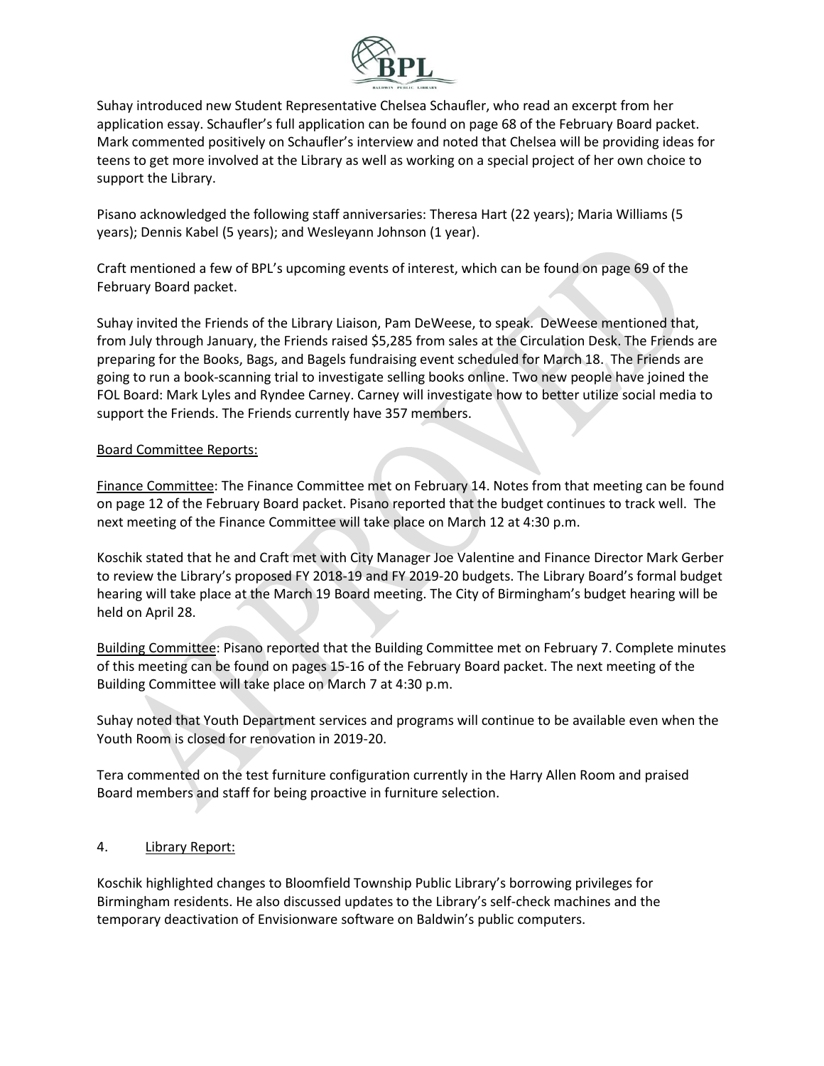Suhay introduced new Student Representative Chelsea Schaufler, who read an excerpt from her application essay. Schaufler's full application can be found on page 68 of the February Board packet. Mark commented positively on Schaufler's interview and noted that Chelsea will be providing ideas for teens to get more involved at the Library as well as working on a special project of her own choice to support the Library.

Pisano acknowledged the following staff anniversaries: Theresa Hart (22 years); Maria Williams (5 years); Dennis Kabel (5 years); and Wesleyann Johnson (1 year).

Craft mentioned a few of BPL's upcoming events of interest, which can be found on page 69 of the February Board packet.

Suhay invited the Friends of the Library Liaison, Pam DeWeese, to speak. DeWeese mentioned that, from July through January, the Friends raised $5,285 from sales at the Circulation Desk. The Friends are preparing for the Books, Bags, and Bagels fundraising event scheduled for March 18. The Friends are going to run a book-scanning trial to investigate selling books online. Two new people have joined the FOL Board: Mark Lyles and Ryndee Carney. Carney will investigate how to better utilize social media to support the Friends. The Friends currently have 357 members.

Board Committee Reports:

Finance Committee: The Finance Committee met on February 14. Notes from that meeting can be found on page 12 of the February Board packet. Pisano reported that the budget continues to track well. The next meeting of the Finance Committee will take place on March 12 at 4:30 p.m.

Koschik stated that he and Craft met with City Manager Joe Valentine and Finance Director Mark Gerber to review the Library's proposed FY 2018-19 and FY 2019-20 budgets. The Library Board's formal budget hearing will take place at the March 19 Board meeting. The City of Birmingham's budget hearing will be held on April 28.

Building Committee: Pisano reported that the Building Committee met on February 7. Complete minutes of this meeting can be found on pages 15-16 of the February Board packet. The next meeting of the Building Committee will take place on March 7 at 4:30 p.m.

Suhay noted that Youth Department services and programs will continue to be available even when the Youth Room is closed for renovation in 2019-20.

Tera commented on the test furniture configuration currently in the Harry Allen Room and praised Board members and staff for being proactive in furniture selection.

4. Library Report:

Koschik highlighted changes to Bloomfield Township Public Library's borrowing privileges for Birmingham residents. He also discussed updates to the Library's self-check machines and the temporary deactivation of Envisionware software on Baldwin's public computers.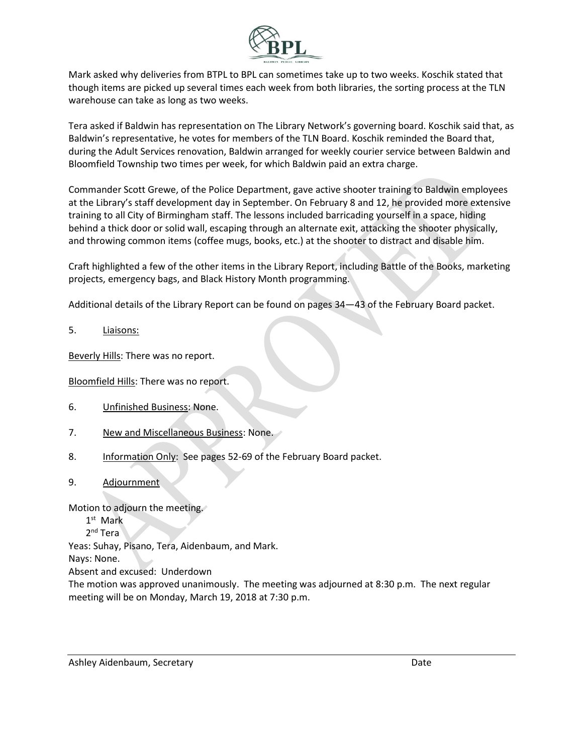Mark asked why deliveries from BTPL to BPL can sometimes take up to two weeks. Koschik stated that though items are picked up several times each week from both libraries, the sorting process at the TLN warehouse can take as long as two weeks.

Tera asked if Baldwin has representation on The Library Network's governing board. Koschik said that, as Baldwin's representative, he votes for members of the TLN Board. Koschik reminded the Board that, during the Adult Services renovation, Baldwin arranged for weekly courier service between Baldwin and Bloomfield Township two times per week, for which Baldwin paid an extra charge.

Commander Scott Grewe, of the Police Department, gave active shooter training to Baldwin employees at the Library's staff development day in September. On February 8 and 12, he provided more extensive training to all City of Birmingham staff. The lessons included barricading yourself in a space, hiding behind a thick door or solid wall, escaping through an alternate exit, attacking the shooter physically, and throwing common items (coffee mugs, books, etc.) at the shooter to distract and disable him.

Craft highlighted a few of the other items in the Library Report, including Battle of the Books, marketing projects, emergency bags, and Black History Month programming.

Additional details of the Library Report can be found on pages 34—43 of the February Board packet.

5. <u>Liaisons:</u>

<u>Beverly Hills</u>: There was no report.

<u>Bloomfield Hills</u>: There was no report.

6. <u>Unfinished Business</u>: None.

7. <u>New and Miscellaneous Business</u>: None.

8. <u>Information Only</u>: See pages 52-69 of the February Board packet.

9. <u>Adjournment</u>

Motion to adjourn the meeting.
 1st Mark
 2nd Tera
Yeas: Suhay, Pisano, Tera, Aidenbaum, and Mark.
Nays: None.
Absent and excused: Underdown
The motion was approved unanimously. The meeting was adjourned at 8:30 p.m. The next regular meeting will be on Monday, March 19, 2018 at 7:30 p.m.

Ashley Aidenbaum, Secretary    Date